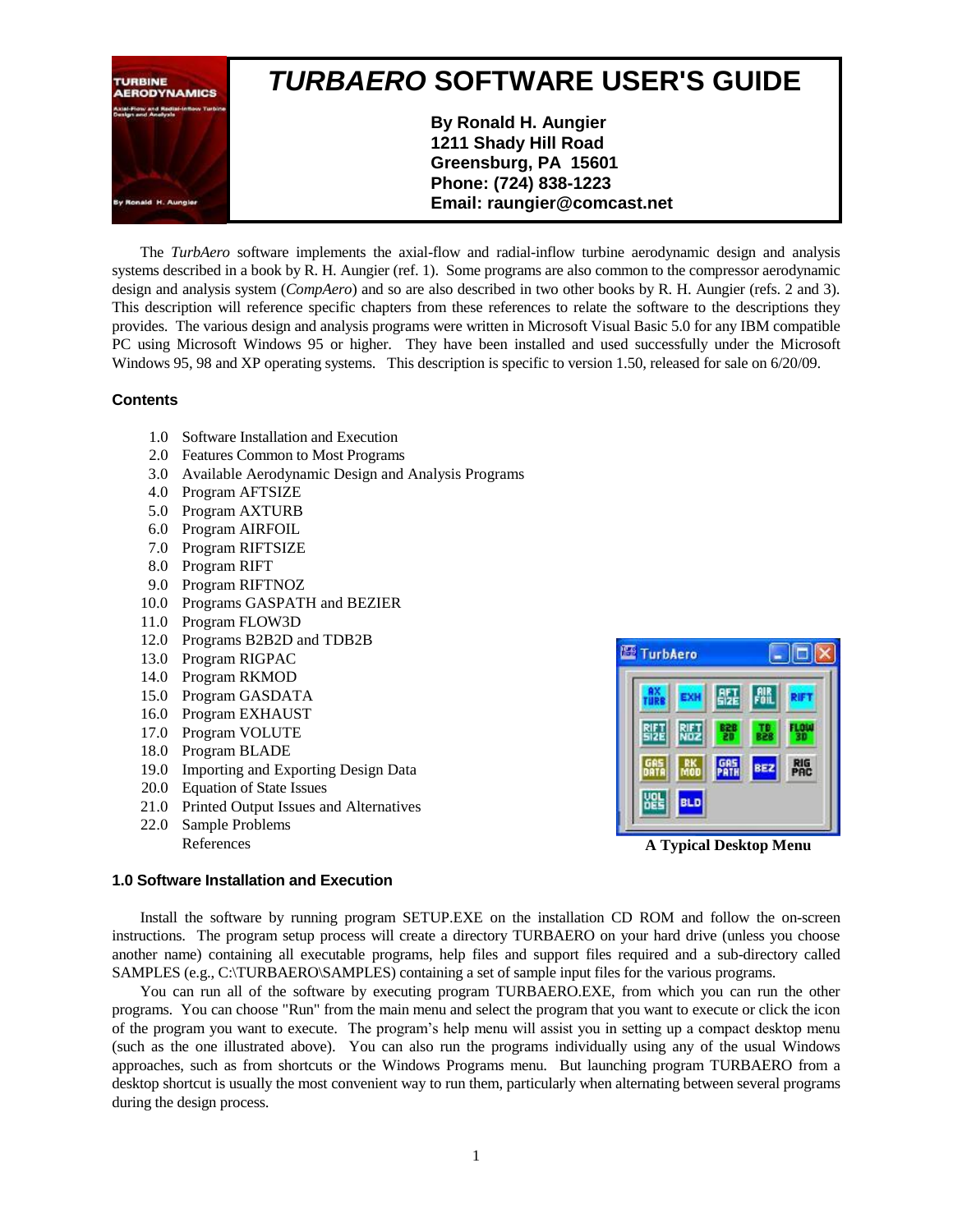# *TURBAERO* SOFTWARE USER'S GUIDE

**By Ronald H. Aungier**
**1211 Shady Hill Road**
**Greensburg, PA 15601**
**Phone: (724) 838-1223**
**Email: raungier@comcast.net**

The *TurbAero* software implements the axial-flow and radial-inflow turbine aerodynamic design and analysis systems described in a book by R. H. Aungier (ref. 1). Some programs are also common to the compressor aerodynamic design and analysis system (*CompAero*) and so are also described in two other books by R. H. Aungier (refs. 2 and 3). This description will reference specific chapters from these references to relate the software to the descriptions they provides. The various design and analysis programs were written in Microsoft Visual Basic 5.0 for any IBM compatible PC using Microsoft Windows 95 or higher. They have been installed and used successfully under the Microsoft Windows 95, 98 and XP operating systems. This description is specific to version 1.50, released for sale on 6/20/09.

### Contents

- 1.0 Software Installation and Execution
- 2.0 Features Common to Most Programs
- 3.0 Available Aerodynamic Design and Analysis Programs
- 4.0 Program AFTSIZE
- 5.0 Program AXTURB
- 6.0 Program AIRFOIL
- 7.0 Program RIFTSIZE
- 8.0 Program RIFT
- 9.0 Program RIFTNOZ
- 10.0 Programs GASPATH and BEZIER
- 11.0 Program FLOW3D
- 12.0 Programs B2B2D and TDB2B
- 13.0 Program RIGPAC
- 14.0 Program RKMOD
- 15.0 Program GASDATA
- 16.0 Program EXHAUST
- 17.0 Program VOLUTE
- 18.0 Program BLADE
- 19.0 Importing and Exporting Design Data
- 20.0 Equation of State Issues
- 21.0 Printed Output Issues and Alternatives
- 22.0 Sample Problems
- References

**A Typical Desktop Menu**

### 1.0 Software Installation and Execution

Install the software by running program SETUP.EXE on the installation CD ROM and follow the on-screen instructions. The program setup process will create a directory TURBAERO on your hard drive (unless you choose another name) containing all executable programs, help files and support files required and a sub-directory called SAMPLES (e.g., C:\TURBAERO\SAMPLES) containing a set of sample input files for the various programs.

You can run all of the software by executing program TURBAERO.EXE, from which you can run the other programs. You can choose "Run" from the main menu and select the program that you want to execute or click the icon of the program you want to execute. The program's help menu will assist you in setting up a compact desktop menu (such as the one illustrated above). You can also run the programs individually using any of the usual Windows approaches, such as from shortcuts or the Windows Programs menu. But launching program TURBAERO from a desktop shortcut is usually the most convenient way to run them, particularly when alternating between several programs during the design process.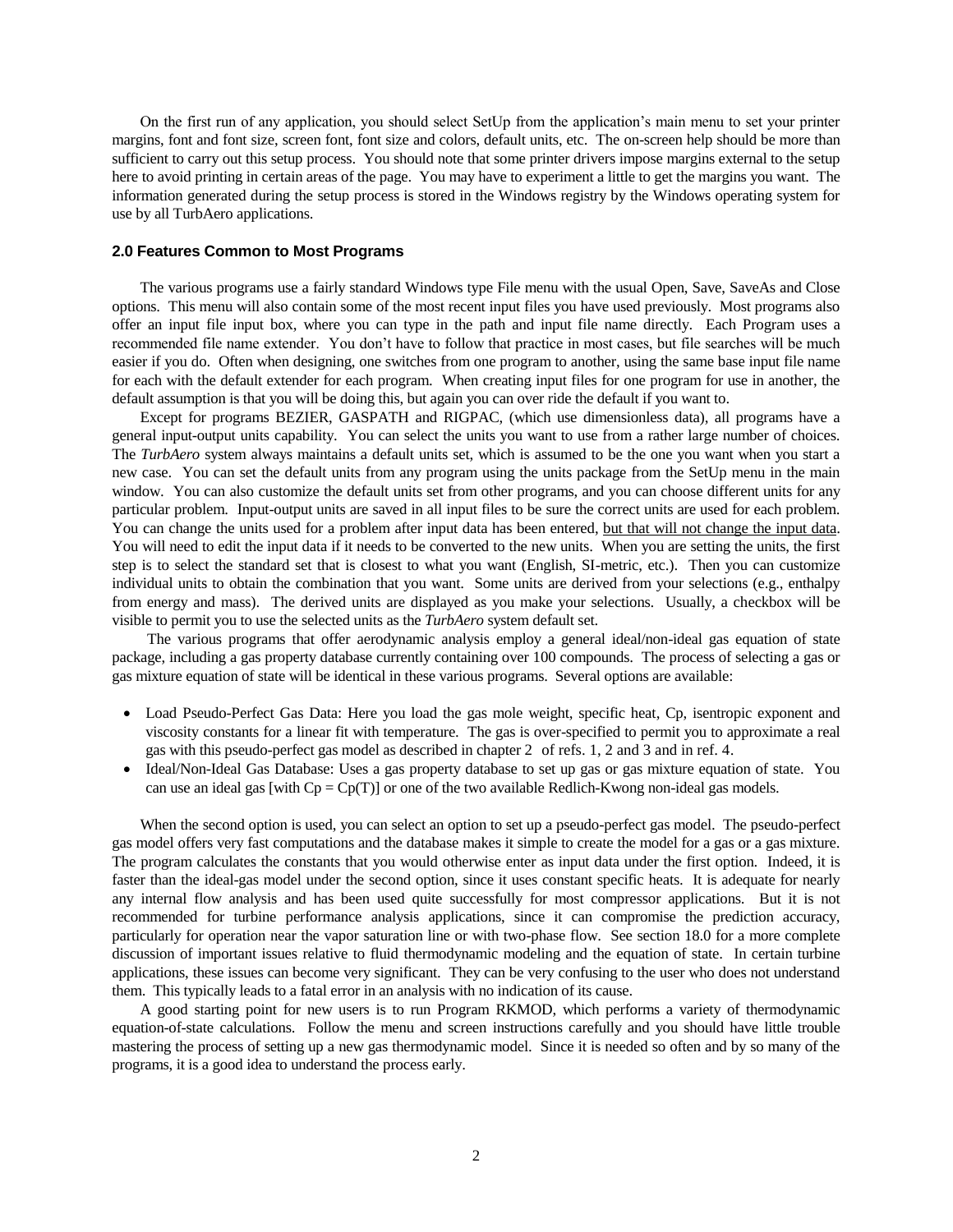On the first run of any application, you should select SetUp from the application's main menu to set your printer margins, font and font size, screen font, font size and colors, default units, etc. The on-screen help should be more than sufficient to carry out this setup process. You should note that some printer drivers impose margins external to the setup here to avoid printing in certain areas of the page. You may have to experiment a little to get the margins you want. The information generated during the setup process is stored in the Windows registry by the Windows operating system for use by all TurbAero applications.

## 2.0 Features Common to Most Programs

The various programs use a fairly standard Windows type File menu with the usual Open, Save, SaveAs and Close options. This menu will also contain some of the most recent input files you have used previously. Most programs also offer an input file input box, where you can type in the path and input file name directly. Each Program uses a recommended file name extender. You don't have to follow that practice in most cases, but file searches will be much easier if you do. Often when designing, one switches from one program to another, using the same base input file name for each with the default extender for each program. When creating input files for one program for use in another, the default assumption is that you will be doing this, but again you can over ride the default if you want to.

Except for programs BEZIER, GASPATH and RIGPAC, (which use dimensionless data), all programs have a general input-output units capability. You can select the units you want to use from a rather large number of choices. The *TurbAero* system always maintains a default units set, which is assumed to be the one you want when you start a new case. You can set the default units from any program using the units package from the SetUp menu in the main window. You can also customize the default units set from other programs, and you can choose different units for any particular problem. Input-output units are saved in all input files to be sure the correct units are used for each problem. You can change the units used for a problem after input data has been entered, <u>but that will not change the input data</u>. You will need to edit the input data if it needs to be converted to the new units. When you are setting the units, the first step is to select the standard set that is closest to what you want (English, SI-metric, etc.). Then you can customize individual units to obtain the combination that you want. Some units are derived from your selections (e.g., enthalpy from energy and mass). The derived units are displayed as you make your selections. Usually, a checkbox will be visible to permit you to use the selected units as the *TurbAero* system default set.

The various programs that offer aerodynamic analysis employ a general ideal/non-ideal gas equation of state package, including a gas property database currently containing over 100 compounds. The process of selecting a gas or gas mixture equation of state will be identical in these various programs. Several options are available:

- Load Pseudo-Perfect Gas Data: Here you load the gas mole weight, specific heat, Cp, isentropic exponent and viscosity constants for a linear fit with temperature. The gas is over-specified to permit you to approximate a real gas with this pseudo-perfect gas model as described in chapter 2 of refs. 1, 2 and 3 and in ref. 4.
- Ideal/Non-Ideal Gas Database: Uses a gas property database to set up gas or gas mixture equation of state. You can use an ideal gas [with $Cp = Cp(T)$] or one of the two available Redlich-Kwong non-ideal gas models.

When the second option is used, you can select an option to set up a pseudo-perfect gas model. The pseudo-perfect gas model offers very fast computations and the database makes it simple to create the model for a gas or a gas mixture. The program calculates the constants that you would otherwise enter as input data under the first option. Indeed, it is faster than the ideal-gas model under the second option, since it uses constant specific heats. It is adequate for nearly any internal flow analysis and has been used quite successfully for most compressor applications. But it is not recommended for turbine performance analysis applications, since it can compromise the prediction accuracy, particularly for operation near the vapor saturation line or with two-phase flow. See section 18.0 for a more complete discussion of important issues relative to fluid thermodynamic modeling and the equation of state. In certain turbine applications, these issues can become very significant. They can be very confusing to the user who does not understand them. This typically leads to a fatal error in an analysis with no indication of its cause.

A good starting point for new users is to run Program RKMOD, which performs a variety of thermodynamic equation-of-state calculations. Follow the menu and screen instructions carefully and you should have little trouble mastering the process of setting up a new gas thermodynamic model. Since it is needed so often and by so many of the programs, it is a good idea to understand the process early.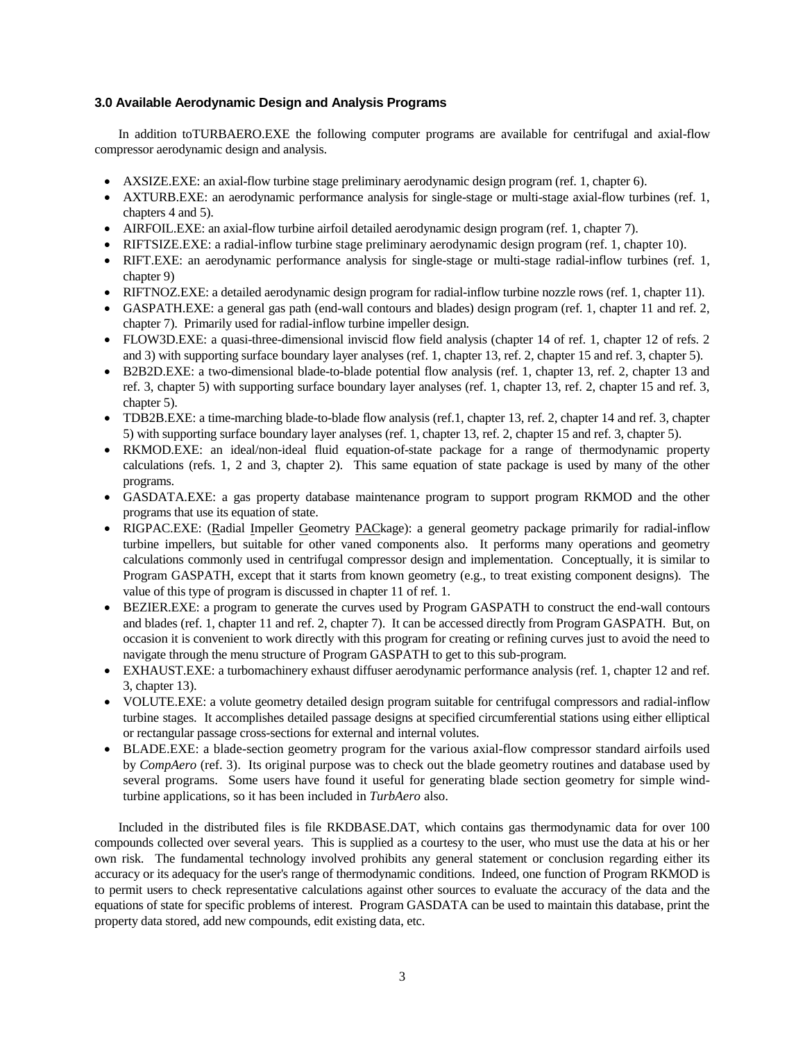### 3.0 Available Aerodynamic Design and Analysis Programs

In addition toTURBAERO.EXE the following computer programs are available for centrifugal and axial-flow compressor aerodynamic design and analysis.

- AXSIZE.EXE: an axial-flow turbine stage preliminary aerodynamic design program (ref. 1, chapter 6).
- AXTURB.EXE: an aerodynamic performance analysis for single-stage or multi-stage axial-flow turbines (ref. 1, chapters 4 and 5).
- AIRFOIL.EXE: an axial-flow turbine airfoil detailed aerodynamic design program (ref. 1, chapter 7).
- RIFTSIZE.EXE: a radial-inflow turbine stage preliminary aerodynamic design program (ref. 1, chapter 10).
- RIFT.EXE: an aerodynamic performance analysis for single-stage or multi-stage radial-inflow turbines (ref. 1, chapter 9)
- RIFTNOZ.EXE: a detailed aerodynamic design program for radial-inflow turbine nozzle rows (ref. 1, chapter 11).
- GASPATH.EXE: a general gas path (end-wall contours and blades) design program (ref. 1, chapter 11 and ref. 2, chapter 7). Primarily used for radial-inflow turbine impeller design.
- FLOW3D.EXE: a quasi-three-dimensional inviscid flow field analysis (chapter 14 of ref. 1, chapter 12 of refs. 2 and 3) with supporting surface boundary layer analyses (ref. 1, chapter 13, ref. 2, chapter 15 and ref. 3, chapter 5).
- B2B2D.EXE: a two-dimensional blade-to-blade potential flow analysis (ref. 1, chapter 13, ref. 2, chapter 13 and ref. 3, chapter 5) with supporting surface boundary layer analyses (ref. 1, chapter 13, ref. 2, chapter 15 and ref. 3, chapter 5).
- TDB2B.EXE: a time-marching blade-to-blade flow analysis (ref.1, chapter 13, ref. 2, chapter 14 and ref. 3, chapter 5) with supporting surface boundary layer analyses (ref. 1, chapter 13, ref. 2, chapter 15 and ref. 3, chapter 5).
- RKMOD.EXE: an ideal/non-ideal fluid equation-of-state package for a range of thermodynamic property calculations (refs. 1, 2 and 3, chapter 2). This same equation of state package is used by many of the other programs.
- GASDATA.EXE: a gas property database maintenance program to support program RKMOD and the other programs that use its equation of state.
- RIGPAC.EXE: (Radial Impeller Geometry PACkage): a general geometry package primarily for radial-inflow turbine impellers, but suitable for other vaned components also. It performs many operations and geometry calculations commonly used in centrifugal compressor design and implementation. Conceptually, it is similar to Program GASPATH, except that it starts from known geometry (e.g., to treat existing component designs). The value of this type of program is discussed in chapter 11 of ref. 1.
- BEZIER.EXE: a program to generate the curves used by Program GASPATH to construct the end-wall contours and blades (ref. 1, chapter 11 and ref. 2, chapter 7). It can be accessed directly from Program GASPATH. But, on occasion it is convenient to work directly with this program for creating or refining curves just to avoid the need to navigate through the menu structure of Program GASPATH to get to this sub-program.
- EXHAUST.EXE: a turbomachinery exhaust diffuser aerodynamic performance analysis (ref. 1, chapter 12 and ref. 3, chapter 13).
- VOLUTE.EXE: a volute geometry detailed design program suitable for centrifugal compressors and radial-inflow turbine stages. It accomplishes detailed passage designs at specified circumferential stations using either elliptical or rectangular passage cross-sections for external and internal volutes.
- BLADE.EXE: a blade-section geometry program for the various axial-flow compressor standard airfoils used by *CompAero* (ref. 3). Its original purpose was to check out the blade geometry routines and database used by several programs. Some users have found it useful for generating blade section geometry for simple wind-turbine applications, so it has been included in *TurbAero* also.

Included in the distributed files is file RKDBASE.DAT, which contains gas thermodynamic data for over 100 compounds collected over several years. This is supplied as a courtesy to the user, who must use the data at his or her own risk. The fundamental technology involved prohibits any general statement or conclusion regarding either its accuracy or its adequacy for the user's range of thermodynamic conditions. Indeed, one function of Program RKMOD is to permit users to check representative calculations against other sources to evaluate the accuracy of the data and the equations of state for specific problems of interest. Program GASDATA can be used to maintain this database, print the property data stored, add new compounds, edit existing data, etc.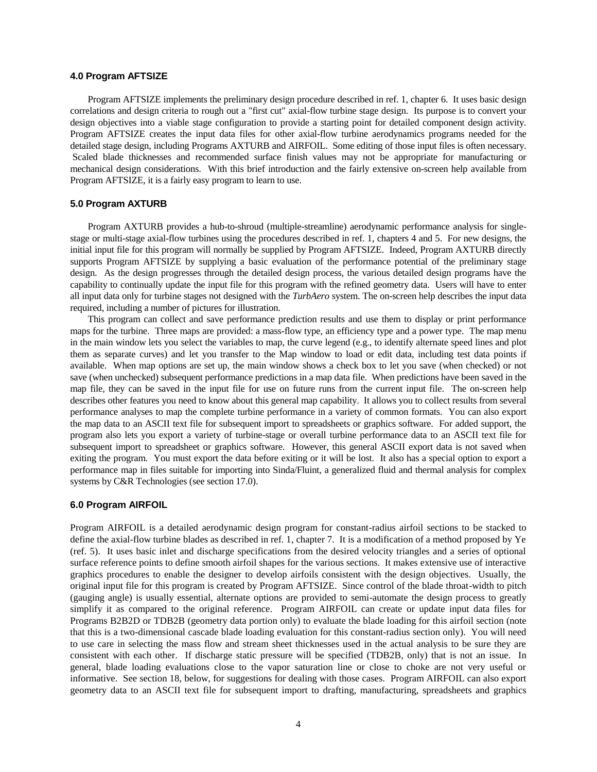## 4.0 Program AFTSIZE

Program AFTSIZE implements the preliminary design procedure described in ref. 1, chapter 6. It uses basic design correlations and design criteria to rough out a "first cut" axial-flow turbine stage design. Its purpose is to convert your design objectives into a viable stage configuration to provide a starting point for detailed component design activity. Program AFTSIZE creates the input data files for other axial-flow turbine aerodynamics programs needed for the detailed stage design, including Programs AXTURB and AIRFOIL. Some editing of those input files is often necessary. Scaled blade thicknesses and recommended surface finish values may not be appropriate for manufacturing or mechanical design considerations. With this brief introduction and the fairly extensive on-screen help available from Program AFTSIZE, it is a fairly easy program to learn to use.

## 5.0 Program AXTURB

Program AXTURB provides a hub-to-shroud (multiple-streamline) aerodynamic performance analysis for single-stage or multi-stage axial-flow turbines using the procedures described in ref. 1, chapters 4 and 5. For new designs, the initial input file for this program will normally be supplied by Program AFTSIZE. Indeed, Program AXTURB directly supports Program AFTSIZE by supplying a basic evaluation of the performance potential of the preliminary stage design. As the design progresses through the detailed design process, the various detailed design programs have the capability to continually update the input file for this program with the refined geometry data. Users will have to enter all input data only for turbine stages not designed with the *TurbAero* system. The on-screen help describes the input data required, including a number of pictures for illustration.

This program can collect and save performance prediction results and use them to display or print performance maps for the turbine. Three maps are provided: a mass-flow type, an efficiency type and a power type. The map menu in the main window lets you select the variables to map, the curve legend (e.g., to identify alternate speed lines and plot them as separate curves) and let you transfer to the Map window to load or edit data, including test data points if available. When map options are set up, the main window shows a check box to let you save (when checked) or not save (when unchecked) subsequent performance predictions in a map data file. When predictions have been saved in the map file, they can be saved in the input file for use on future runs from the current input file. The on-screen help describes other features you need to know about this general map capability. It allows you to collect results from several performance analyses to map the complete turbine performance in a variety of common formats. You can also export the map data to an ASCII text file for subsequent import to spreadsheets or graphics software. For added support, the program also lets you export a variety of turbine-stage or overall turbine performance data to an ASCII text file for subsequent import to spreadsheet or graphics software. However, this general ASCII export data is not saved when exiting the program. You must export the data before exiting or it will be lost. It also has a special option to export a performance map in files suitable for importing into Sinda/Fluint, a generalized fluid and thermal analysis for complex systems by C&R Technologies (see section 17.0).

## 6.0 Program AIRFOIL

Program AIRFOIL is a detailed aerodynamic design program for constant-radius airfoil sections to be stacked to define the axial-flow turbine blades as described in ref. 1, chapter 7. It is a modification of a method proposed by Ye (ref. 5). It uses basic inlet and discharge specifications from the desired velocity triangles and a series of optional surface reference points to define smooth airfoil shapes for the various sections. It makes extensive use of interactive graphics procedures to enable the designer to develop airfoils consistent with the design objectives. Usually, the original input file for this program is created by Program AFTSIZE. Since control of the blade throat-width to pitch (gauging angle) is usually essential, alternate options are provided to semi-automate the design process to greatly simplify it as compared to the original reference. Program AIRFOIL can create or update input data files for Programs B2B2D or TDB2B (geometry data portion only) to evaluate the blade loading for this airfoil section (note that this is a two-dimensional cascade blade loading evaluation for this constant-radius section only). You will need to use care in selecting the mass flow and stream sheet thicknesses used in the actual analysis to be sure they are consistent with each other. If discharge static pressure will be specified (TDB2B, only) that is not an issue. In general, blade loading evaluations close to the vapor saturation line or close to choke are not very useful or informative. See section 18, below, for suggestions for dealing with those cases. Program AIRFOIL can also export geometry data to an ASCII text file for subsequent import to drafting, manufacturing, spreadsheets and graphics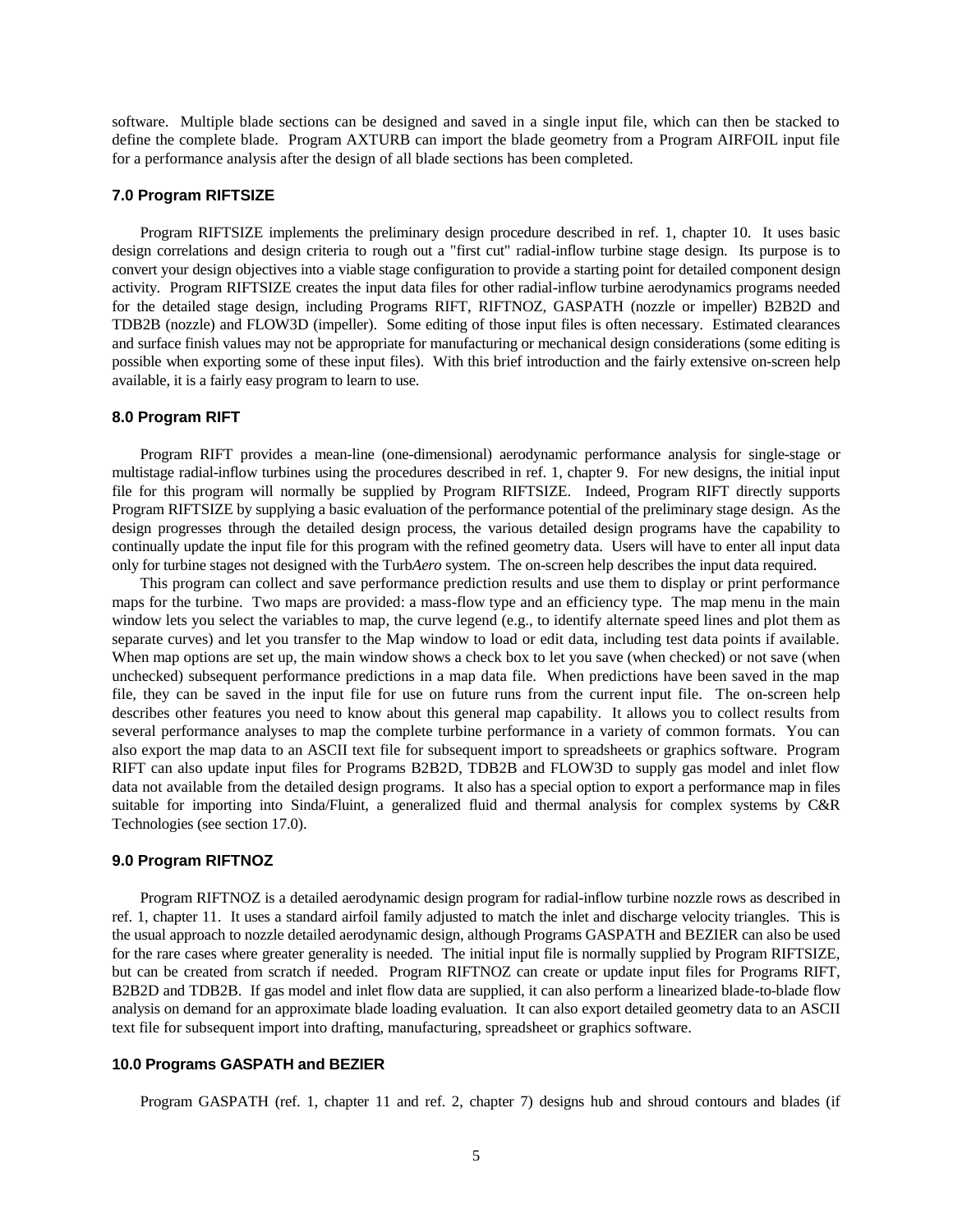software. Multiple blade sections can be designed and saved in a single input file, which can then be stacked to define the complete blade. Program AXTURB can import the blade geometry from a Program AIRFOIL input file for a performance analysis after the design of all blade sections has been completed.

### 7.0 Program RIFTSIZE

Program RIFTSIZE implements the preliminary design procedure described in ref. 1, chapter 10. It uses basic design correlations and design criteria to rough out a "first cut" radial-inflow turbine stage design. Its purpose is to convert your design objectives into a viable stage configuration to provide a starting point for detailed component design activity. Program RIFTSIZE creates the input data files for other radial-inflow turbine aerodynamics programs needed for the detailed stage design, including Programs RIFT, RIFTNOZ, GASPATH (nozzle or impeller) B2B2D and TDB2B (nozzle) and FLOW3D (impeller). Some editing of those input files is often necessary. Estimated clearances and surface finish values may not be appropriate for manufacturing or mechanical design considerations (some editing is possible when exporting some of these input files). With this brief introduction and the fairly extensive on-screen help available, it is a fairly easy program to learn to use.

### 8.0 Program RIFT

Program RIFT provides a mean-line (one-dimensional) aerodynamic performance analysis for single-stage or multistage radial-inflow turbines using the procedures described in ref. 1, chapter 9. For new designs, the initial input file for this program will normally be supplied by Program RIFTSIZE. Indeed, Program RIFT directly supports Program RIFTSIZE by supplying a basic evaluation of the performance potential of the preliminary stage design. As the design progresses through the detailed design process, the various detailed design programs have the capability to continually update the input file for this program with the refined geometry data. Users will have to enter all input data only for turbine stages not designed with the Turb*Aero* system. The on-screen help describes the input data required.

This program can collect and save performance prediction results and use them to display or print performance maps for the turbine. Two maps are provided: a mass-flow type and an efficiency type. The map menu in the main window lets you select the variables to map, the curve legend (e.g., to identify alternate speed lines and plot them as separate curves) and let you transfer to the Map window to load or edit data, including test data points if available. When map options are set up, the main window shows a check box to let you save (when checked) or not save (when unchecked) subsequent performance predictions in a map data file. When predictions have been saved in the map file, they can be saved in the input file for use on future runs from the current input file. The on-screen help describes other features you need to know about this general map capability. It allows you to collect results from several performance analyses to map the complete turbine performance in a variety of common formats. You can also export the map data to an ASCII text file for subsequent import to spreadsheets or graphics software. Program RIFT can also update input files for Programs B2B2D, TDB2B and FLOW3D to supply gas model and inlet flow data not available from the detailed design programs. It also has a special option to export a performance map in files suitable for importing into Sinda/Fluint, a generalized fluid and thermal analysis for complex systems by C&R Technologies (see section 17.0).

### 9.0 Program RIFTNOZ

Program RIFTNOZ is a detailed aerodynamic design program for radial-inflow turbine nozzle rows as described in ref. 1, chapter 11. It uses a standard airfoil family adjusted to match the inlet and discharge velocity triangles. This is the usual approach to nozzle detailed aerodynamic design, although Programs GASPATH and BEZIER can also be used for the rare cases where greater generality is needed. The initial input file is normally supplied by Program RIFTSIZE, but can be created from scratch if needed. Program RIFTNOZ can create or update input files for Programs RIFT, B2B2D and TDB2B. If gas model and inlet flow data are supplied, it can also perform a linearized blade-to-blade flow analysis on demand for an approximate blade loading evaluation. It can also export detailed geometry data to an ASCII text file for subsequent import into drafting, manufacturing, spreadsheet or graphics software.

### 10.0 Programs GASPATH and BEZIER

Program GASPATH (ref. 1, chapter 11 and ref. 2, chapter 7) designs hub and shroud contours and blades (if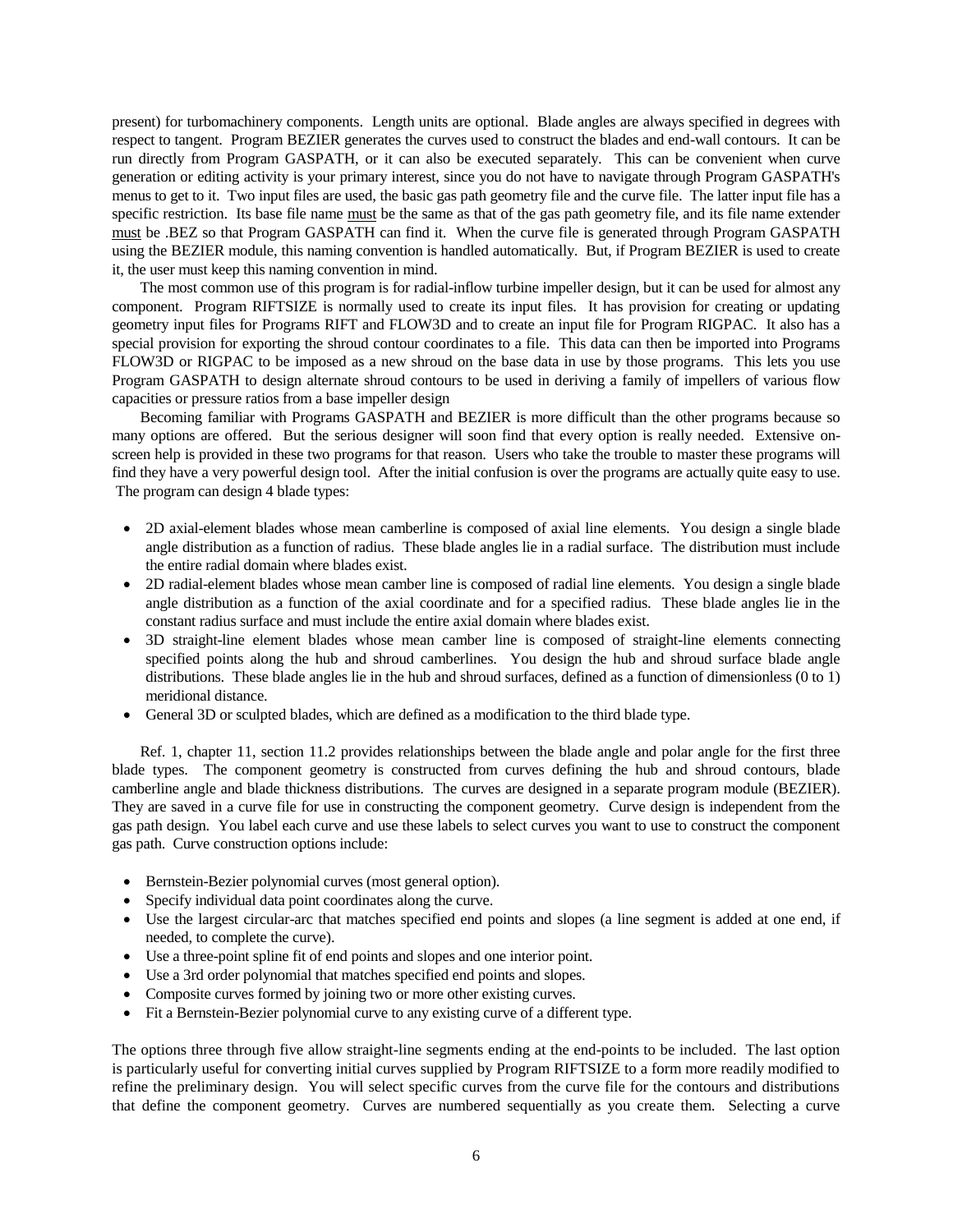present) for turbomachinery components. Length units are optional. Blade angles are always specified in degrees with respect to tangent. Program BEZIER generates the curves used to construct the blades and end-wall contours. It can be run directly from Program GASPATH, or it can also be executed separately. This can be convenient when curve generation or editing activity is your primary interest, since you do not have to navigate through Program GASPATH's menus to get to it. Two input files are used, the basic gas path geometry file and the curve file. The latter input file has a specific restriction. Its base file name must be the same as that of the gas path geometry file, and its file name extender must be .BEZ so that Program GASPATH can find it. When the curve file is generated through Program GASPATH using the BEZIER module, this naming convention is handled automatically. But, if Program BEZIER is used to create it, the user must keep this naming convention in mind.

The most common use of this program is for radial-inflow turbine impeller design, but it can be used for almost any component. Program RIFTSIZE is normally used to create its input files. It has provision for creating or updating geometry input files for Programs RIFT and FLOW3D and to create an input file for Program RIGPAC. It also has a special provision for exporting the shroud contour coordinates to a file. This data can then be imported into Programs FLOW3D or RIGPAC to be imposed as a new shroud on the base data in use by those programs. This lets you use Program GASPATH to design alternate shroud contours to be used in deriving a family of impellers of various flow capacities or pressure ratios from a base impeller design

Becoming familiar with Programs GASPATH and BEZIER is more difficult than the other programs because so many options are offered. But the serious designer will soon find that every option is really needed. Extensive on-screen help is provided in these two programs for that reason. Users who take the trouble to master these programs will find they have a very powerful design tool. After the initial confusion is over the programs are actually quite easy to use. The program can design 4 blade types:

- 2D axial-element blades whose mean camberline is composed of axial line elements. You design a single blade angle distribution as a function of radius. These blade angles lie in a radial surface. The distribution must include the entire radial domain where blades exist.
- 2D radial-element blades whose mean camber line is composed of radial line elements. You design a single blade angle distribution as a function of the axial coordinate and for a specified radius. These blade angles lie in the constant radius surface and must include the entire axial domain where blades exist.
- 3D straight-line element blades whose mean camber line is composed of straight-line elements connecting specified points along the hub and shroud camberlines. You design the hub and shroud surface blade angle distributions. These blade angles lie in the hub and shroud surfaces, defined as a function of dimensionless (0 to 1) meridional distance.
- General 3D or sculpted blades, which are defined as a modification to the third blade type.

Ref. 1, chapter 11, section 11.2 provides relationships between the blade angle and polar angle for the first three blade types. The component geometry is constructed from curves defining the hub and shroud contours, blade camberline angle and blade thickness distributions. The curves are designed in a separate program module (BEZIER). They are saved in a curve file for use in constructing the component geometry. Curve design is independent from the gas path design. You label each curve and use these labels to select curves you want to use to construct the component gas path. Curve construction options include:

- Bernstein-Bezier polynomial curves (most general option).
- Specify individual data point coordinates along the curve.
- Use the largest circular-arc that matches specified end points and slopes (a line segment is added at one end, if needed, to complete the curve).
- Use a three-point spline fit of end points and slopes and one interior point.
- Use a 3rd order polynomial that matches specified end points and slopes.
- Composite curves formed by joining two or more other existing curves.
- Fit a Bernstein-Bezier polynomial curve to any existing curve of a different type.

The options three through five allow straight-line segments ending at the end-points to be included. The last option is particularly useful for converting initial curves supplied by Program RIFTSIZE to a form more readily modified to refine the preliminary design. You will select specific curves from the curve file for the contours and distributions that define the component geometry. Curves are numbered sequentially as you create them. Selecting a curve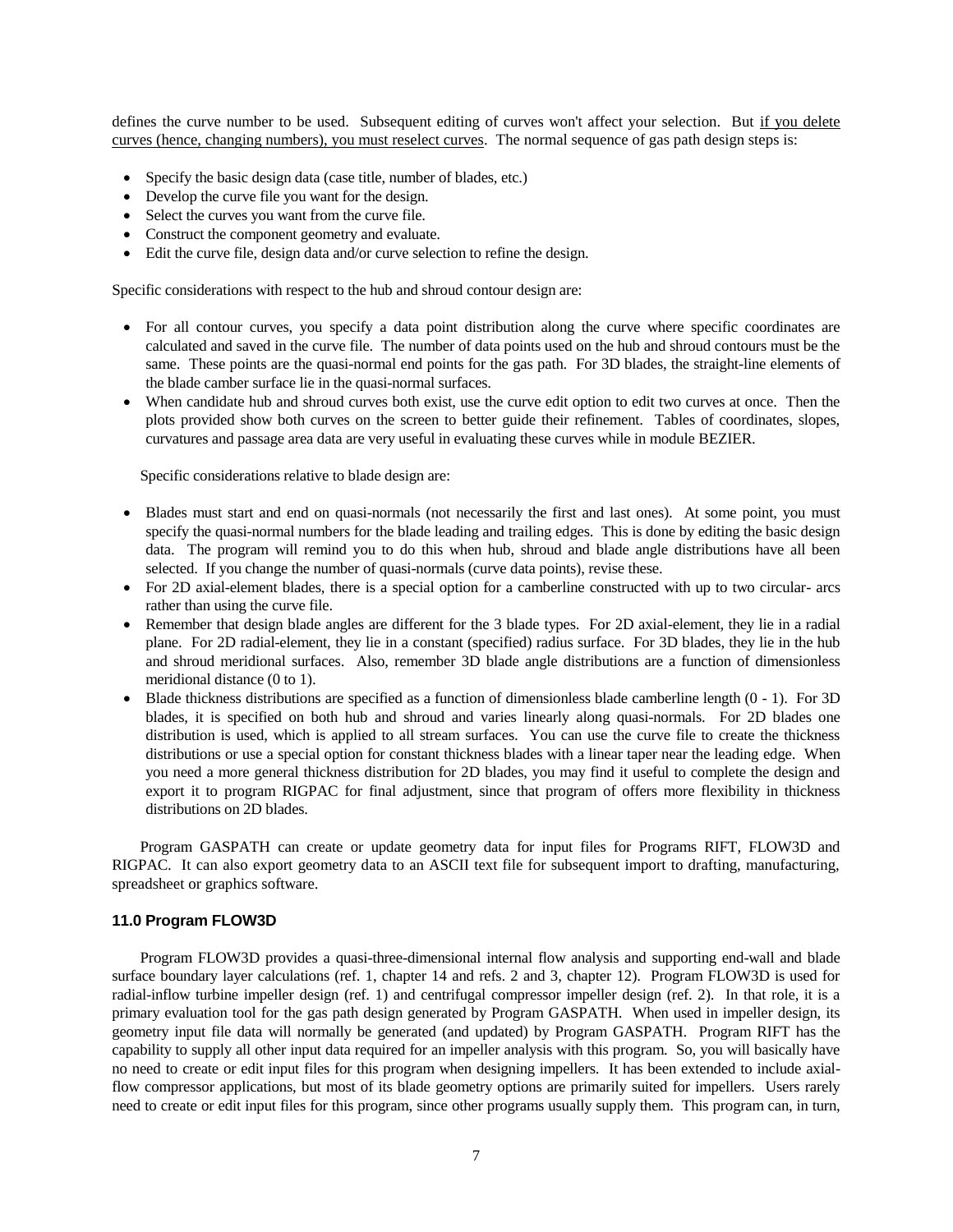defines the curve number to be used. Subsequent editing of curves won't affect your selection. But if you delete curves (hence, changing numbers), you must reselect curves. The normal sequence of gas path design steps is:

- Specify the basic design data (case title, number of blades, etc.)
- Develop the curve file you want for the design.
- Select the curves you want from the curve file.
- Construct the component geometry and evaluate.
- Edit the curve file, design data and/or curve selection to refine the design.

Specific considerations with respect to the hub and shroud contour design are:

- For all contour curves, you specify a data point distribution along the curve where specific coordinates are calculated and saved in the curve file. The number of data points used on the hub and shroud contours must be the same. These points are the quasi-normal end points for the gas path. For 3D blades, the straight-line elements of the blade camber surface lie in the quasi-normal surfaces.
- When candidate hub and shroud curves both exist, use the curve edit option to edit two curves at once. Then the plots provided show both curves on the screen to better guide their refinement. Tables of coordinates, slopes, curvatures and passage area data are very useful in evaluating these curves while in module BEZIER.

Specific considerations relative to blade design are:

- Blades must start and end on quasi-normals (not necessarily the first and last ones). At some point, you must specify the quasi-normal numbers for the blade leading and trailing edges. This is done by editing the basic design data. The program will remind you to do this when hub, shroud and blade angle distributions have all been selected. If you change the number of quasi-normals (curve data points), revise these.
- For 2D axial-element blades, there is a special option for a camberline constructed with up to two circular- arcs rather than using the curve file.
- Remember that design blade angles are different for the 3 blade types. For 2D axial-element, they lie in a radial plane. For 2D radial-element, they lie in a constant (specified) radius surface. For 3D blades, they lie in the hub and shroud meridional surfaces. Also, remember 3D blade angle distributions are a function of dimensionless meridional distance (0 to 1).
- Blade thickness distributions are specified as a function of dimensionless blade camberline length (0 - 1). For 3D blades, it is specified on both hub and shroud and varies linearly along quasi-normals. For 2D blades one distribution is used, which is applied to all stream surfaces. You can use the curve file to create the thickness distributions or use a special option for constant thickness blades with a linear taper near the leading edge. When you need a more general thickness distribution for 2D blades, you may find it useful to complete the design and export it to program RIGPAC for final adjustment, since that program of offers more flexibility in thickness distributions on 2D blades.

Program GASPATH can create or update geometry data for input files for Programs RIFT, FLOW3D and RIGPAC. It can also export geometry data to an ASCII text file for subsequent import to drafting, manufacturing, spreadsheet or graphics software.

### 11.0 Program FLOW3D

Program FLOW3D provides a quasi-three-dimensional internal flow analysis and supporting end-wall and blade surface boundary layer calculations (ref. 1, chapter 14 and refs. 2 and 3, chapter 12). Program FLOW3D is used for radial-inflow turbine impeller design (ref. 1) and centrifugal compressor impeller design (ref. 2). In that role, it is a primary evaluation tool for the gas path design generated by Program GASPATH. When used in impeller design, its geometry input file data will normally be generated (and updated) by Program GASPATH. Program RIFT has the capability to supply all other input data required for an impeller analysis with this program. So, you will basically have no need to create or edit input files for this program when designing impellers. It has been extended to include axial-flow compressor applications, but most of its blade geometry options are primarily suited for impellers. Users rarely need to create or edit input files for this program, since other programs usually supply them. This program can, in turn,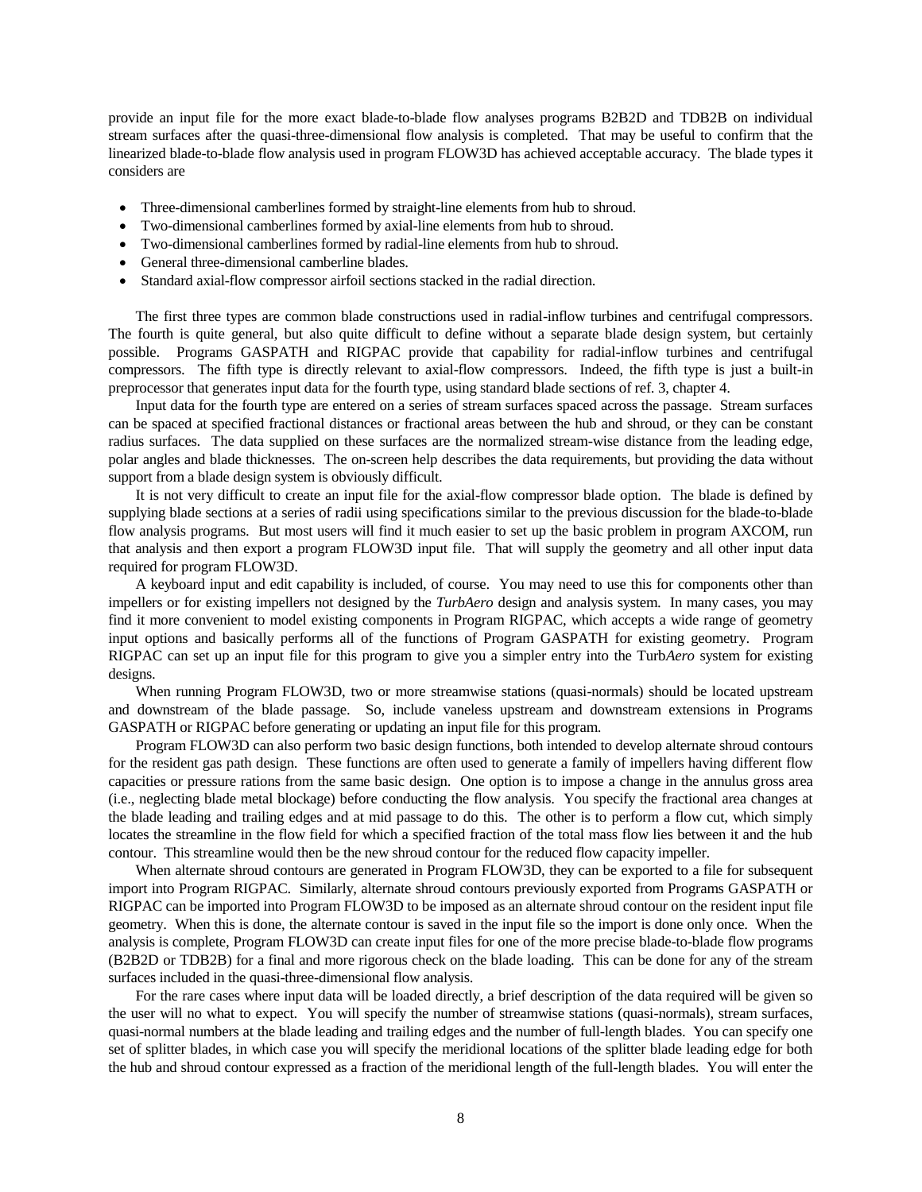provide an input file for the more exact blade-to-blade flow analyses programs B2B2D and TDB2B on individual stream surfaces after the quasi-three-dimensional flow analysis is completed. That may be useful to confirm that the linearized blade-to-blade flow analysis used in program FLOW3D has achieved acceptable accuracy. The blade types it considers are

- Three-dimensional camberlines formed by straight-line elements from hub to shroud.
- Two-dimensional camberlines formed by axial-line elements from hub to shroud.
- Two-dimensional camberlines formed by radial-line elements from hub to shroud.
- General three-dimensional camberline blades.
- Standard axial-flow compressor airfoil sections stacked in the radial direction.

The first three types are common blade constructions used in radial-inflow turbines and centrifugal compressors. The fourth is quite general, but also quite difficult to define without a separate blade design system, but certainly possible. Programs GASPATH and RIGPAC provide that capability for radial-inflow turbines and centrifugal compressors. The fifth type is directly relevant to axial-flow compressors. Indeed, the fifth type is just a built-in preprocessor that generates input data for the fourth type, using standard blade sections of ref. 3, chapter 4.

Input data for the fourth type are entered on a series of stream surfaces spaced across the passage. Stream surfaces can be spaced at specified fractional distances or fractional areas between the hub and shroud, or they can be constant radius surfaces. The data supplied on these surfaces are the normalized stream-wise distance from the leading edge, polar angles and blade thicknesses. The on-screen help describes the data requirements, but providing the data without support from a blade design system is obviously difficult.

It is not very difficult to create an input file for the axial-flow compressor blade option. The blade is defined by supplying blade sections at a series of radii using specifications similar to the previous discussion for the blade-to-blade flow analysis programs. But most users will find it much easier to set up the basic problem in program AXCOM, run that analysis and then export a program FLOW3D input file. That will supply the geometry and all other input data required for program FLOW3D.

A keyboard input and edit capability is included, of course. You may need to use this for components other than impellers or for existing impellers not designed by the *TurbAero* design and analysis system. In many cases, you may find it more convenient to model existing components in Program RIGPAC, which accepts a wide range of geometry input options and basically performs all of the functions of Program GASPATH for existing geometry. Program RIGPAC can set up an input file for this program to give you a simpler entry into the Turb*Aero* system for existing designs.

When running Program FLOW3D, two or more streamwise stations (quasi-normals) should be located upstream and downstream of the blade passage. So, include vaneless upstream and downstream extensions in Programs GASPATH or RIGPAC before generating or updating an input file for this program.

Program FLOW3D can also perform two basic design functions, both intended to develop alternate shroud contours for the resident gas path design. These functions are often used to generate a family of impellers having different flow capacities or pressure rations from the same basic design. One option is to impose a change in the annulus gross area (i.e., neglecting blade metal blockage) before conducting the flow analysis. You specify the fractional area changes at the blade leading and trailing edges and at mid passage to do this. The other is to perform a flow cut, which simply locates the streamline in the flow field for which a specified fraction of the total mass flow lies between it and the hub contour. This streamline would then be the new shroud contour for the reduced flow capacity impeller.

When alternate shroud contours are generated in Program FLOW3D, they can be exported to a file for subsequent import into Program RIGPAC. Similarly, alternate shroud contours previously exported from Programs GASPATH or RIGPAC can be imported into Program FLOW3D to be imposed as an alternate shroud contour on the resident input file geometry. When this is done, the alternate contour is saved in the input file so the import is done only once. When the analysis is complete, Program FLOW3D can create input files for one of the more precise blade-to-blade flow programs (B2B2D or TDB2B) for a final and more rigorous check on the blade loading. This can be done for any of the stream surfaces included in the quasi-three-dimensional flow analysis.

For the rare cases where input data will be loaded directly, a brief description of the data required will be given so the user will no what to expect. You will specify the number of streamwise stations (quasi-normals), stream surfaces, quasi-normal numbers at the blade leading and trailing edges and the number of full-length blades. You can specify one set of splitter blades, in which case you will specify the meridional locations of the splitter blade leading edge for both the hub and shroud contour expressed as a fraction of the meridional length of the full-length blades. You will enter the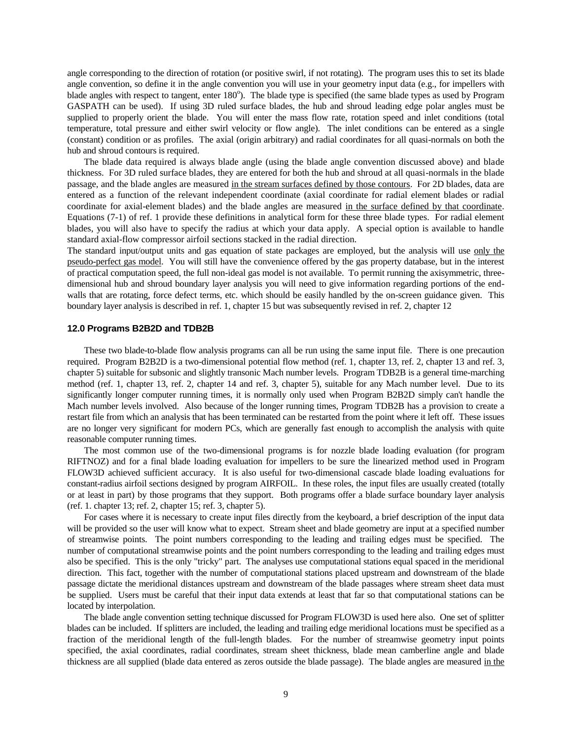angle corresponding to the direction of rotation (or positive swirl, if not rotating). The program uses this to set its blade angle convention, so define it in the angle convention you will use in your geometry input data (e.g., for impellers with blade angles with respect to tangent, enter $180^o$). The blade type is specified (the same blade types as used by Program GASPATH can be used). If using 3D ruled surface blades, the hub and shroud leading edge polar angles must be supplied to properly orient the blade. You will enter the mass flow rate, rotation speed and inlet conditions (total temperature, total pressure and either swirl velocity or flow angle). The inlet conditions can be entered as a single (constant) condition or as profiles. The axial (origin arbitrary) and radial coordinates for all quasi-normals on both the hub and shroud contours is required.

The blade data required is always blade angle (using the blade angle convention discussed above) and blade thickness. For 3D ruled surface blades, they are entered for both the hub and shroud at all quasi-normals in the blade passage, and the blade angles are measured <u>in the stream surfaces defined by those contours</u>. For 2D blades, data are entered as a function of the relevant independent coordinate (axial coordinate for radial element blades or radial coordinate for axial-element blades) and the blade angles are measured <u>in the surface defined by that coordinate</u>. Equations (7-1) of ref. 1 provide these definitions in analytical form for these three blade types. For radial element blades, you will also have to specify the radius at which your data apply. A special option is available to handle standard axial-flow compressor airfoil sections stacked in the radial direction.

The standard input/output units and gas equation of state packages are employed, but the analysis will use <u>only the pseudo-perfect gas model</u>. You will still have the convenience offered by the gas property database, but in the interest of practical computation speed, the full non-ideal gas model is not available. To permit running the axisymmetric, three-dimensional hub and shroud boundary layer analysis you will need to give information regarding portions of the end-walls that are rotating, force defect terms, etc. which should be easily handled by the on-screen guidance given. This boundary layer analysis is described in ref. 1, chapter 15 but was subsequently revised in ref. 2, chapter 12

## 12.0 Programs B2B2D and TDB2B

These two blade-to-blade flow analysis programs can all be run using the same input file. There is one precaution required. Program B2B2D is a two-dimensional potential flow method (ref. 1, chapter 13, ref. 2, chapter 13 and ref. 3, chapter 5) suitable for subsonic and slightly transonic Mach number levels. Program TDB2B is a general time-marching method (ref. 1, chapter 13, ref. 2, chapter 14 and ref. 3, chapter 5), suitable for any Mach number level. Due to its significantly longer computer running times, it is normally only used when Program B2B2D simply can't handle the Mach number levels involved. Also because of the longer running times, Program TDB2B has a provision to create a restart file from which an analysis that has been terminated can be restarted from the point where it left off. These issues are no longer very significant for modern PCs, which are generally fast enough to accomplish the analysis with quite reasonable computer running times.

The most common use of the two-dimensional programs is for nozzle blade loading evaluation (for program RIFTNOZ) and for a final blade loading evaluation for impellers to be sure the linearized method used in Program FLOW3D achieved sufficient accuracy. It is also useful for two-dimensional cascade blade loading evaluations for constant-radius airfoil sections designed by program AIRFOIL. In these roles, the input files are usually created (totally or at least in part) by those programs that they support. Both programs offer a blade surface boundary layer analysis (ref. 1. chapter 13; ref. 2, chapter 15; ref. 3, chapter 5).

For cases where it is necessary to create input files directly from the keyboard, a brief description of the input data will be provided so the user will know what to expect. Stream sheet and blade geometry are input at a specified number of streamwise points. The point numbers corresponding to the leading and trailing edges must be specified. The number of computational streamwise points and the point numbers corresponding to the leading and trailing edges must also be specified. This is the only "tricky" part. The analyses use computational stations equal spaced in the meridional direction. This fact, together with the number of computational stations placed upstream and downstream of the blade passage dictate the meridional distances upstream and downstream of the blade passages where stream sheet data must be supplied. Users must be careful that their input data extends at least that far so that computational stations can be located by interpolation.

The blade angle convention setting technique discussed for Program FLOW3D is used here also. One set of splitter blades can be included. If splitters are included, the leading and trailing edge meridional locations must be specified as a fraction of the meridional length of the full-length blades. For the number of streamwise geometry input points specified, the axial coordinates, radial coordinates, stream sheet thickness, blade mean camberline angle and blade thickness are all supplied (blade data entered as zeros outside the blade passage). The blade angles are measured <u>in the</u>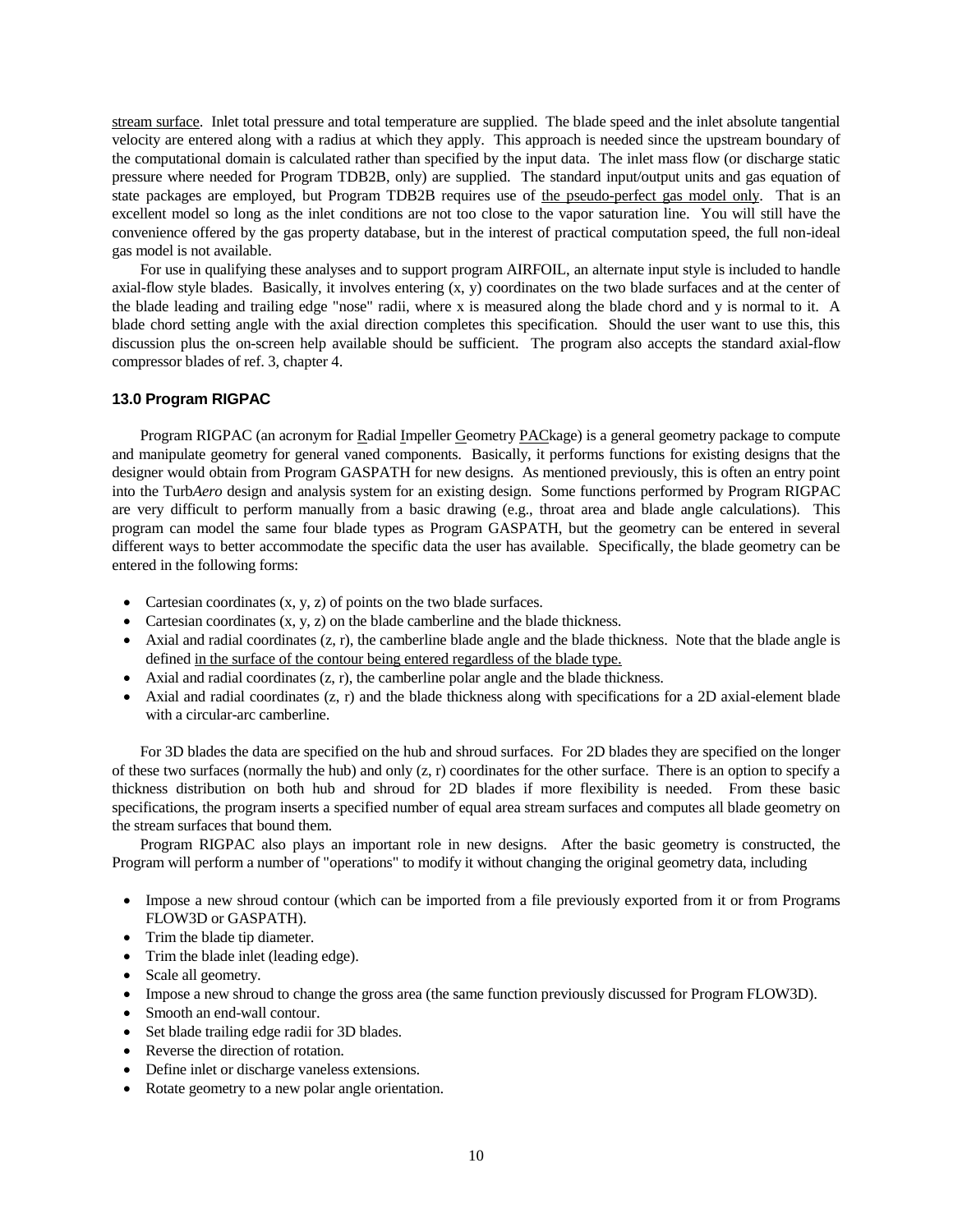stream surface. Inlet total pressure and total temperature are supplied. The blade speed and the inlet absolute tangential velocity are entered along with a radius at which they apply. This approach is needed since the upstream boundary of the computational domain is calculated rather than specified by the input data. The inlet mass flow (or discharge static pressure where needed for Program TDB2B, only) are supplied. The standard input/output units and gas equation of state packages are employed, but Program TDB2B requires use of the pseudo-perfect gas model only. That is an excellent model so long as the inlet conditions are not too close to the vapor saturation line. You will still have the convenience offered by the gas property database, but in the interest of practical computation speed, the full non-ideal gas model is not available.

For use in qualifying these analyses and to support program AIRFOIL, an alternate input style is included to handle axial-flow style blades. Basically, it involves entering (x, y) coordinates on the two blade surfaces and at the center of the blade leading and trailing edge "nose" radii, where x is measured along the blade chord and y is normal to it. A blade chord setting angle with the axial direction completes this specification. Should the user want to use this, this discussion plus the on-screen help available should be sufficient. The program also accepts the standard axial-flow compressor blades of ref. 3, chapter 4.

### 13.0 Program RIGPAC

Program RIGPAC (an acronym for Radial Impeller Geometry PACkage) is a general geometry package to compute and manipulate geometry for general vaned components. Basically, it performs functions for existing designs that the designer would obtain from Program GASPATH for new designs. As mentioned previously, this is often an entry point into the Turb*Aero* design and analysis system for an existing design. Some functions performed by Program RIGPAC are very difficult to perform manually from a basic drawing (e.g., throat area and blade angle calculations). This program can model the same four blade types as Program GASPATH, but the geometry can be entered in several different ways to better accommodate the specific data the user has available. Specifically, the blade geometry can be entered in the following forms:

- Cartesian coordinates (x, y, z) of points on the two blade surfaces.
- Cartesian coordinates (x, y, z) on the blade camberline and the blade thickness.
- Axial and radial coordinates (z, r), the camberline blade angle and the blade thickness. Note that the blade angle is defined in the surface of the contour being entered regardless of the blade type.
- Axial and radial coordinates (z, r), the camberline polar angle and the blade thickness.
- Axial and radial coordinates (z, r) and the blade thickness along with specifications for a 2D axial-element blade with a circular-arc camberline.

For 3D blades the data are specified on the hub and shroud surfaces. For 2D blades they are specified on the longer of these two surfaces (normally the hub) and only (z, r) coordinates for the other surface. There is an option to specify a thickness distribution on both hub and shroud for 2D blades if more flexibility is needed. From these basic specifications, the program inserts a specified number of equal area stream surfaces and computes all blade geometry on the stream surfaces that bound them.

Program RIGPAC also plays an important role in new designs. After the basic geometry is constructed, the Program will perform a number of "operations" to modify it without changing the original geometry data, including

- Impose a new shroud contour (which can be imported from a file previously exported from it or from Programs FLOW3D or GASPATH).
- Trim the blade tip diameter.
- Trim the blade inlet (leading edge).
- Scale all geometry.
- Impose a new shroud to change the gross area (the same function previously discussed for Program FLOW3D).
- Smooth an end-wall contour.
- Set blade trailing edge radii for 3D blades.
- Reverse the direction of rotation.
- Define inlet or discharge vaneless extensions.
- Rotate geometry to a new polar angle orientation.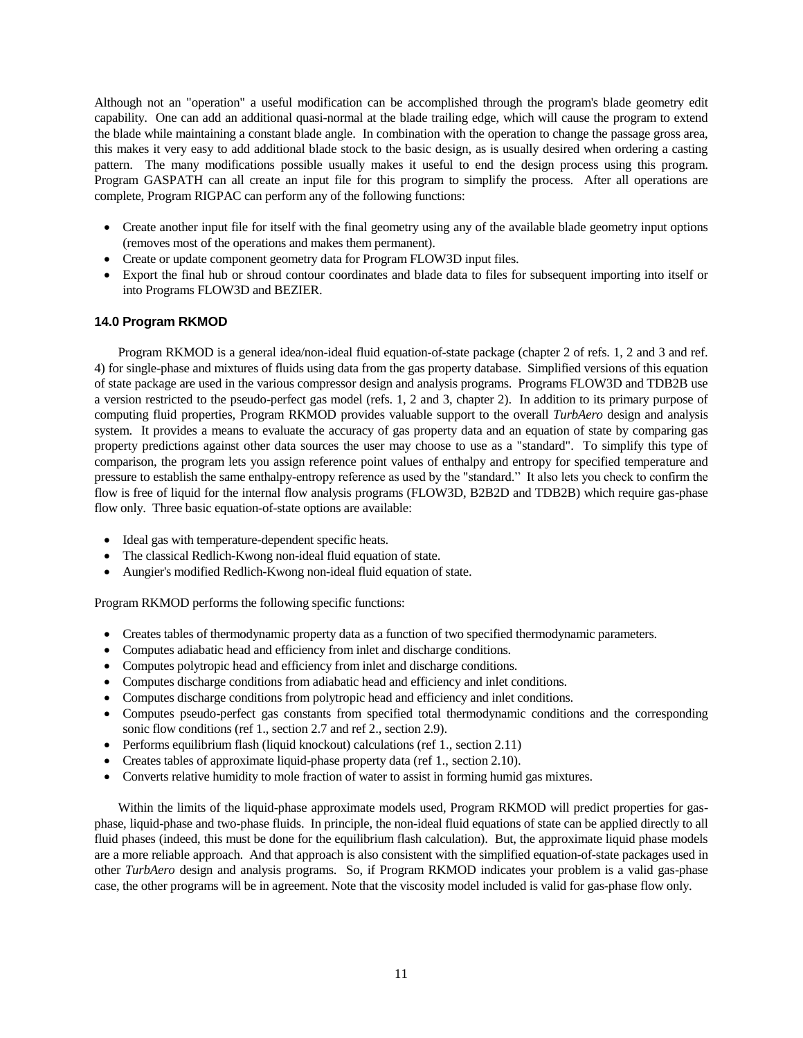Although not an "operation" a useful modification can be accomplished through the program's blade geometry edit capability. One can add an additional quasi-normal at the blade trailing edge, which will cause the program to extend the blade while maintaining a constant blade angle. In combination with the operation to change the passage gross area, this makes it very easy to add additional blade stock to the basic design, as is usually desired when ordering a casting pattern. The many modifications possible usually makes it useful to end the design process using this program. Program GASPATH can all create an input file for this program to simplify the process. After all operations are complete, Program RIGPAC can perform any of the following functions:

- Create another input file for itself with the final geometry using any of the available blade geometry input options (removes most of the operations and makes them permanent).
- Create or update component geometry data for Program FLOW3D input files.
- Export the final hub or shroud contour coordinates and blade data to files for subsequent importing into itself or into Programs FLOW3D and BEZIER.

### 14.0 Program RKMOD

Program RKMOD is a general idea/non-ideal fluid equation-of-state package (chapter 2 of refs. 1, 2 and 3 and ref. 4) for single-phase and mixtures of fluids using data from the gas property database. Simplified versions of this equation of state package are used in the various compressor design and analysis programs. Programs FLOW3D and TDB2B use a version restricted to the pseudo-perfect gas model (refs. 1, 2 and 3, chapter 2). In addition to its primary purpose of computing fluid properties, Program RKMOD provides valuable support to the overall *TurbAero* design and analysis system. It provides a means to evaluate the accuracy of gas property data and an equation of state by comparing gas property predictions against other data sources the user may choose to use as a "standard". To simplify this type of comparison, the program lets you assign reference point values of enthalpy and entropy for specified temperature and pressure to establish the same enthalpy-entropy reference as used by the "standard." It also lets you check to confirm the flow is free of liquid for the internal flow analysis programs (FLOW3D, B2B2D and TDB2B) which require gas-phase flow only. Three basic equation-of-state options are available:

- Ideal gas with temperature-dependent specific heats.
- The classical Redlich-Kwong non-ideal fluid equation of state.
- Aungier's modified Redlich-Kwong non-ideal fluid equation of state.

Program RKMOD performs the following specific functions:

- Creates tables of thermodynamic property data as a function of two specified thermodynamic parameters.
- Computes adiabatic head and efficiency from inlet and discharge conditions.
- Computes polytropic head and efficiency from inlet and discharge conditions.
- Computes discharge conditions from adiabatic head and efficiency and inlet conditions.
- Computes discharge conditions from polytropic head and efficiency and inlet conditions.
- Computes pseudo-perfect gas constants from specified total thermodynamic conditions and the corresponding sonic flow conditions (ref 1., section 2.7 and ref 2., section 2.9).
- Performs equilibrium flash (liquid knockout) calculations (ref 1., section 2.11)
- Creates tables of approximate liquid-phase property data (ref 1., section 2.10).
- Converts relative humidity to mole fraction of water to assist in forming humid gas mixtures.

Within the limits of the liquid-phase approximate models used, Program RKMOD will predict properties for gas-phase, liquid-phase and two-phase fluids. In principle, the non-ideal fluid equations of state can be applied directly to all fluid phases (indeed, this must be done for the equilibrium flash calculation). But, the approximate liquid phase models are a more reliable approach. And that approach is also consistent with the simplified equation-of-state packages used in other *TurbAero* design and analysis programs. So, if Program RKMOD indicates your problem is a valid gas-phase case, the other programs will be in agreement. Note that the viscosity model included is valid for gas-phase flow only.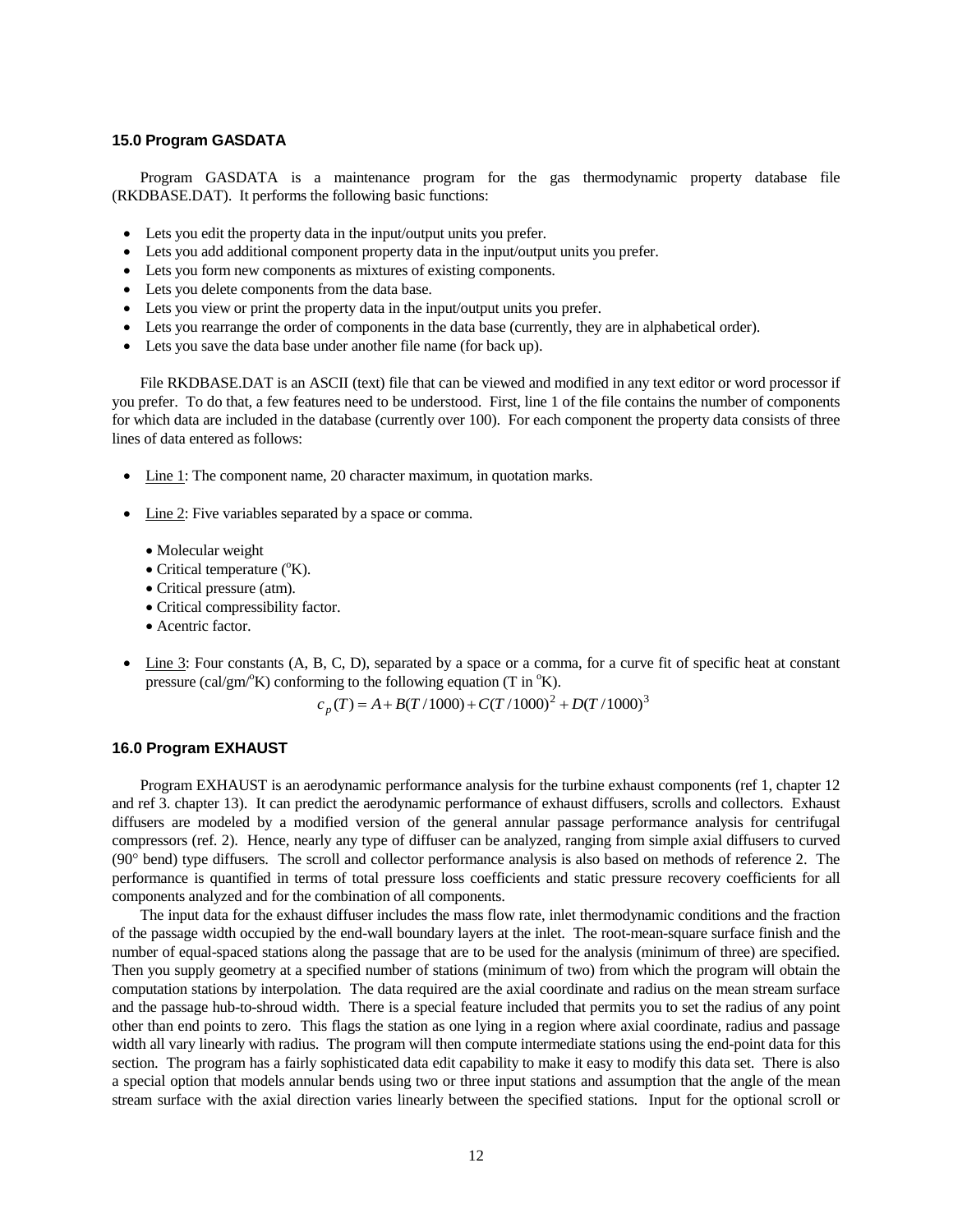## 15.0 Program GASDATA

Program GASDATA is a maintenance program for the gas thermodynamic property database file (RKDBASE.DAT). It performs the following basic functions:

- Lets you edit the property data in the input/output units you prefer.
- Lets you add additional component property data in the input/output units you prefer.
- Lets you form new components as mixtures of existing components.
- Lets you delete components from the data base.
- Lets you view or print the property data in the input/output units you prefer.
- Lets you rearrange the order of components in the data base (currently, they are in alphabetical order).
- Lets you save the data base under another file name (for back up).

File RKDBASE.DAT is an ASCII (text) file that can be viewed and modified in any text editor or word processor if you prefer. To do that, a few features need to be understood. First, line 1 of the file contains the number of components for which data are included in the database (currently over 100). For each component the property data consists of three lines of data entered as follows:

- Line 1: The component name, 20 character maximum, in quotation marks.

- Line 2: Five variables separated by a space or comma.

  - Molecular weight
  - Critical temperature ($^oK$).
  - Critical pressure (atm).
  - Critical compressibility factor.
  - Acentric factor.

- Line 3: Four constants (A, B, C, D), separated by a space or a comma, for a curve fit of specific heat at constant pressure (cal/gm/$^oK$) conforming to the following equation (T in $^oK$).

$$c_p(T) = A + B(T/1000) + C(T/1000)^2 + D(T/1000)^3$$

## 16.0 Program EXHAUST

Program EXHAUST is an aerodynamic performance analysis for the turbine exhaust components (ref 1, chapter 12 and ref 3. chapter 13). It can predict the aerodynamic performance of exhaust diffusers, scrolls and collectors. Exhaust diffusers are modeled by a modified version of the general annular passage performance analysis for centrifugal compressors (ref. 2). Hence, nearly any type of diffuser can be analyzed, ranging from simple axial diffusers to curved (90° bend) type diffusers. The scroll and collector performance analysis is also based on methods of reference 2. The performance is quantified in terms of total pressure loss coefficients and static pressure recovery coefficients for all components analyzed and for the combination of all components.

The input data for the exhaust diffuser includes the mass flow rate, inlet thermodynamic conditions and the fraction of the passage width occupied by the end-wall boundary layers at the inlet. The root-mean-square surface finish and the number of equal-spaced stations along the passage that are to be used for the analysis (minimum of three) are specified. Then you supply geometry at a specified number of stations (minimum of two) from which the program will obtain the computation stations by interpolation. The data required are the axial coordinate and radius on the mean stream surface and the passage hub-to-shroud width. There is a special feature included that permits you to set the radius of any point other than end points to zero. This flags the station as one lying in a region where axial coordinate, radius and passage width all vary linearly with radius. The program will then compute intermediate stations using the end-point data for this section. The program has a fairly sophisticated data edit capability to make it easy to modify this data set. There is also a special option that models annular bends using two or three input stations and assumption that the angle of the mean stream surface with the axial direction varies linearly between the specified stations. Input for the optional scroll or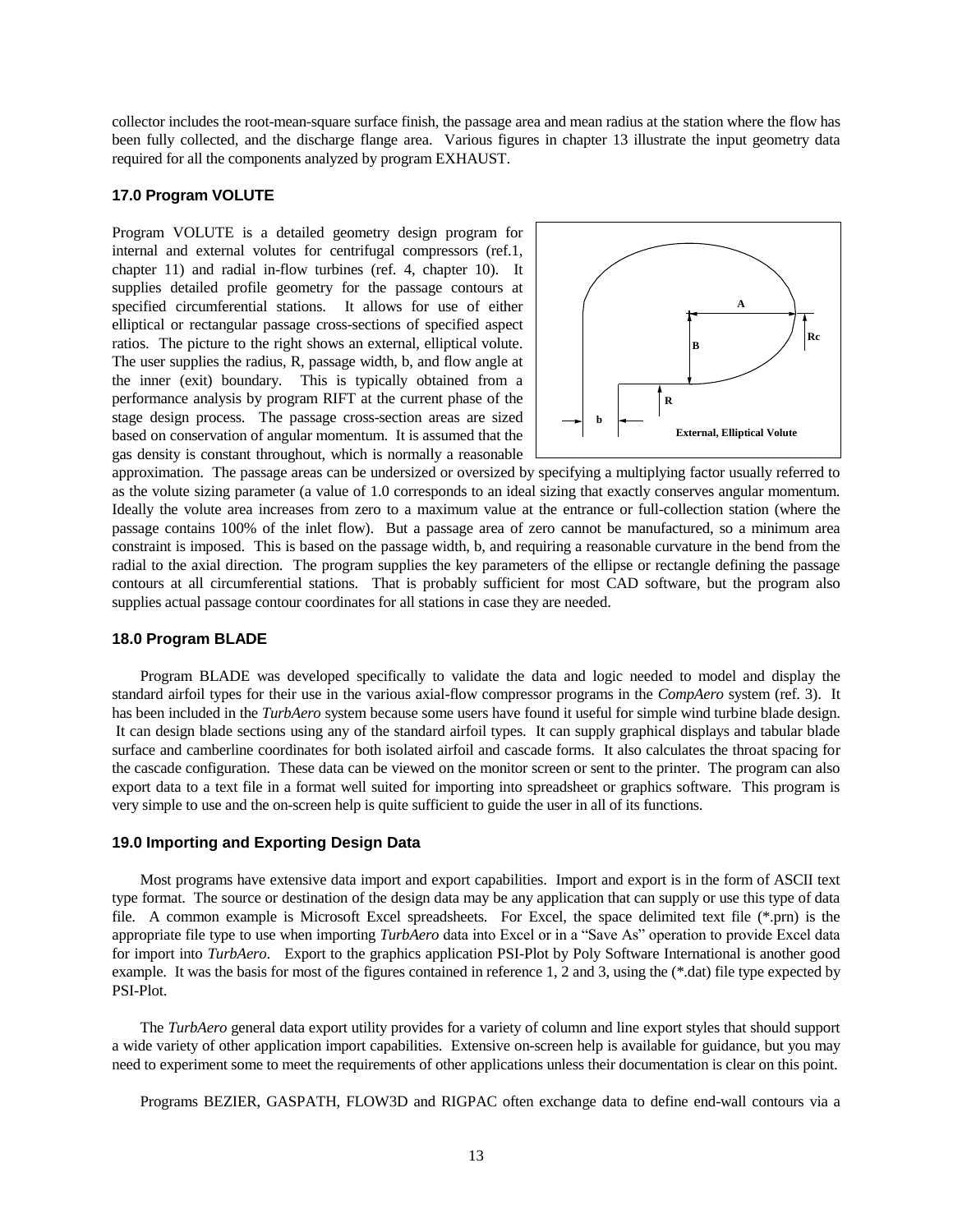collector includes the root-mean-square surface finish, the passage area and mean radius at the station where the flow has been fully collected, and the discharge flange area. Various figures in chapter 13 illustrate the input geometry data required for all the components analyzed by program EXHAUST.

### 17.0 Program VOLUTE

Program VOLUTE is a detailed geometry design program for internal and external volutes for centrifugal compressors (ref.1, chapter 11) and radial in-flow turbines (ref. 4, chapter 10). It supplies detailed profile geometry for the passage contours at specified circumferential stations. It allows for use of either elliptical or rectangular passage cross-sections of specified aspect ratios. The picture to the right shows an external, elliptical volute. The user supplies the radius, R, passage width, b, and flow angle at the inner (exit) boundary. This is typically obtained from a performance analysis by program RIFT at the current phase of the stage design process. The passage cross-section areas are sized based on conservation of angular momentum. It is assumed that the gas density is constant throughout, which is normally a reasonable approximation. The passage areas can be undersized or oversized by specifying a multiplying factor usually referred to as the volute sizing parameter (a value of 1.0 corresponds to an ideal sizing that exactly conserves angular momentum. Ideally the volute area increases from zero to a maximum value at the entrance or full-collection station (where the passage contains 100% of the inlet flow). But a passage area of zero cannot be manufactured, so a minimum area constraint is imposed. This is based on the passage width, b, and requiring a reasonable curvature in the bend from the radial to the axial direction. The program supplies the key parameters of the ellipse or rectangle defining the passage contours at all circumferential stations. That is probably sufficient for most CAD software, but the program also supplies actual passage contour coordinates for all stations in case they are needed.

External, Elliptical Volute

### 18.0 Program BLADE

Program BLADE was developed specifically to validate the data and logic needed to model and display the standard airfoil types for their use in the various axial-flow compressor programs in the *CompAero* system (ref. 3). It has been included in the *TurbAero* system because some users have found it useful for simple wind turbine blade design. It can design blade sections using any of the standard airfoil types. It can supply graphical displays and tabular blade surface and camberline coordinates for both isolated airfoil and cascade forms. It also calculates the throat spacing for the cascade configuration. These data can be viewed on the monitor screen or sent to the printer. The program can also export data to a text file in a format well suited for importing into spreadsheet or graphics software. This program is very simple to use and the on-screen help is quite sufficient to guide the user in all of its functions.

### 19.0 Importing and Exporting Design Data

Most programs have extensive data import and export capabilities. Import and export is in the form of ASCII text type format. The source or destination of the design data may be any application that can supply or use this type of data file. A common example is Microsoft Excel spreadsheets. For Excel, the space delimited text file (*.prn) is the appropriate file type to use when importing *TurbAero* data into Excel or in a "Save As" operation to provide Excel data for import into *TurbAero*. Export to the graphics application PSI-Plot by Poly Software International is another good example. It was the basis for most of the figures contained in reference 1, 2 and 3, using the (*.dat) file type expected by PSI-Plot.

The *TurbAero* general data export utility provides for a variety of column and line export styles that should support a wide variety of other application import capabilities. Extensive on-screen help is available for guidance, but you may need to experiment some to meet the requirements of other applications unless their documentation is clear on this point.

Programs BEZIER, GASPATH, FLOW3D and RIGPAC often exchange data to define end-wall contours via a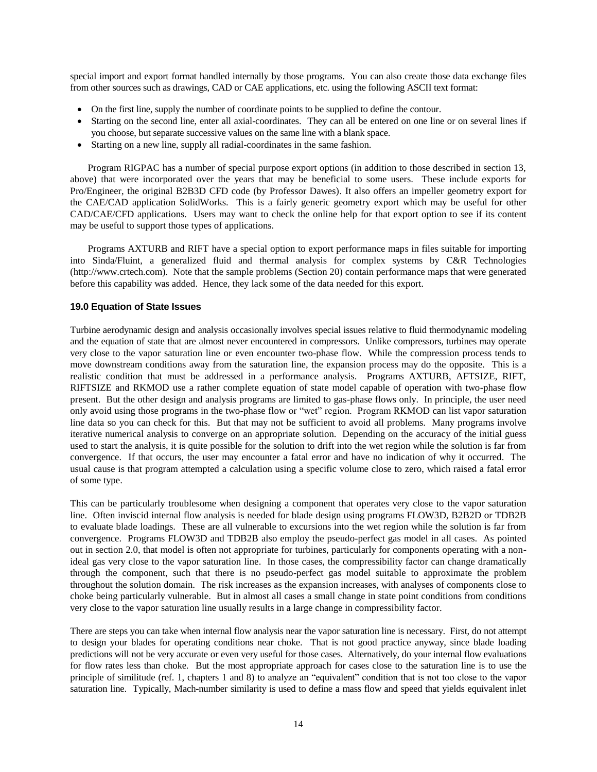special import and export format handled internally by those programs. You can also create those data exchange files from other sources such as drawings, CAD or CAE applications, etc. using the following ASCII text format:

- On the first line, supply the number of coordinate points to be supplied to define the contour.
- Starting on the second line, enter all axial-coordinates. They can all be entered on one line or on several lines if you choose, but separate successive values on the same line with a blank space.
- Starting on a new line, supply all radial-coordinates in the same fashion.

Program RIGPAC has a number of special purpose export options (in addition to those described in section 13, above) that were incorporated over the years that may be beneficial to some users. These include exports for Pro/Engineer, the original B2B3D CFD code (by Professor Dawes). It also offers an impeller geometry export for the CAE/CAD application SolidWorks. This is a fairly generic geometry export which may be useful for other CAD/CAE/CFD applications. Users may want to check the online help for that export option to see if its content may be useful to support those types of applications.

Programs AXTURB and RIFT have a special option to export performance maps in files suitable for importing into Sinda/Fluint, a generalized fluid and thermal analysis for complex systems by C&R Technologies (http://www.crtech.com). Note that the sample problems (Section 20) contain performance maps that were generated before this capability was added. Hence, they lack some of the data needed for this export.

### 19.0 Equation of State Issues

Turbine aerodynamic design and analysis occasionally involves special issues relative to fluid thermodynamic modeling and the equation of state that are almost never encountered in compressors. Unlike compressors, turbines may operate very close to the vapor saturation line or even encounter two-phase flow. While the compression process tends to move downstream conditions away from the saturation line, the expansion process may do the opposite. This is a realistic condition that must be addressed in a performance analysis. Programs AXTURB, AFTSIZE, RIFT, RIFTSIZE and RKMOD use a rather complete equation of state model capable of operation with two-phase flow present. But the other design and analysis programs are limited to gas-phase flows only. In principle, the user need only avoid using those programs in the two-phase flow or "wet" region. Program RKMOD can list vapor saturation line data so you can check for this. But that may not be sufficient to avoid all problems. Many programs involve iterative numerical analysis to converge on an appropriate solution. Depending on the accuracy of the initial guess used to start the analysis, it is quite possible for the solution to drift into the wet region while the solution is far from convergence. If that occurs, the user may encounter a fatal error and have no indication of why it occurred. The usual cause is that program attempted a calculation using a specific volume close to zero, which raised a fatal error of some type.

This can be particularly troublesome when designing a component that operates very close to the vapor saturation line. Often inviscid internal flow analysis is needed for blade design using programs FLOW3D, B2B2D or TDB2B to evaluate blade loadings. These are all vulnerable to excursions into the wet region while the solution is far from convergence. Programs FLOW3D and TDB2B also employ the pseudo-perfect gas model in all cases. As pointed out in section 2.0, that model is often not appropriate for turbines, particularly for components operating with a non-ideal gas very close to the vapor saturation line. In those cases, the compressibility factor can change dramatically through the component, such that there is no pseudo-perfect gas model suitable to approximate the problem throughout the solution domain. The risk increases as the expansion increases, with analyses of components close to choke being particularly vulnerable. But in almost all cases a small change in state point conditions from conditions very close to the vapor saturation line usually results in a large change in compressibility factor.

There are steps you can take when internal flow analysis near the vapor saturation line is necessary. First, do not attempt to design your blades for operating conditions near choke. That is not good practice anyway, since blade loading predictions will not be very accurate or even very useful for those cases. Alternatively, do your internal flow evaluations for flow rates less than choke. But the most appropriate approach for cases close to the saturation line is to use the principle of similitude (ref. 1, chapters 1 and 8) to analyze an "equivalent" condition that is not too close to the vapor saturation line. Typically, Mach-number similarity is used to define a mass flow and speed that yields equivalent inlet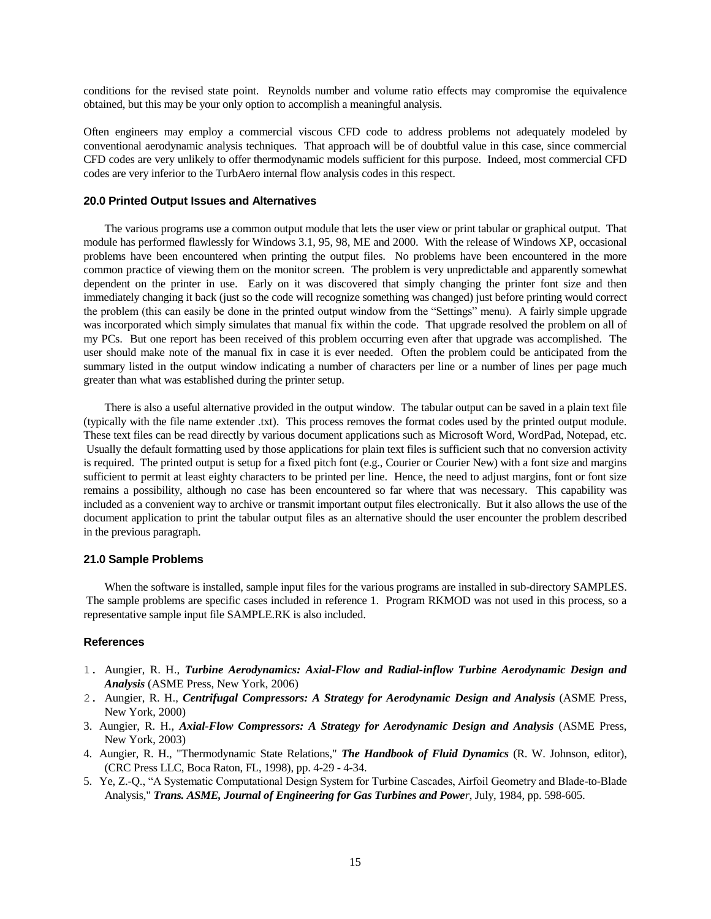conditions for the revised state point. Reynolds number and volume ratio effects may compromise the equivalence obtained, but this may be your only option to accomplish a meaningful analysis.

Often engineers may employ a commercial viscous CFD code to address problems not adequately modeled by conventional aerodynamic analysis techniques. That approach will be of doubtful value in this case, since commercial CFD codes are very unlikely to offer thermodynamic models sufficient for this purpose. Indeed, most commercial CFD codes are very inferior to the TurbAero internal flow analysis codes in this respect.

### 20.0 Printed Output Issues and Alternatives

The various programs use a common output module that lets the user view or print tabular or graphical output. That module has performed flawlessly for Windows 3.1, 95, 98, ME and 2000. With the release of Windows XP, occasional problems have been encountered when printing the output files. No problems have been encountered in the more common practice of viewing them on the monitor screen. The problem is very unpredictable and apparently somewhat dependent on the printer in use. Early on it was discovered that simply changing the printer font size and then immediately changing it back (just so the code will recognize something was changed) just before printing would correct the problem (this can easily be done in the printed output window from the "Settings" menu). A fairly simple upgrade was incorporated which simply simulates that manual fix within the code. That upgrade resolved the problem on all of my PCs. But one report has been received of this problem occurring even after that upgrade was accomplished. The user should make note of the manual fix in case it is ever needed. Often the problem could be anticipated from the summary listed in the output window indicating a number of characters per line or a number of lines per page much greater than what was established during the printer setup.

There is also a useful alternative provided in the output window. The tabular output can be saved in a plain text file (typically with the file name extender .txt). This process removes the format codes used by the printed output module. These text files can be read directly by various document applications such as Microsoft Word, WordPad, Notepad, etc. Usually the default formatting used by those applications for plain text files is sufficient such that no conversion activity is required. The printed output is setup for a fixed pitch font (e.g., Courier or Courier New) with a font size and margins sufficient to permit at least eighty characters to be printed per line. Hence, the need to adjust margins, font or font size remains a possibility, although no case has been encountered so far where that was necessary. This capability was included as a convenient way to archive or transmit important output files electronically. But it also allows the use of the document application to print the tabular output files as an alternative should the user encounter the problem described in the previous paragraph.

### 21.0 Sample Problems

When the software is installed, sample input files for the various programs are installed in sub-directory SAMPLES. The sample problems are specific cases included in reference 1. Program RKMOD was not used in this process, so a representative sample input file SAMPLE.RK is also included.

### References

1. Aungier, R. H., ***Turbine Aerodynamics: Axial-Flow and Radial-inflow Turbine Aerodynamic Design and Analysis*** (ASME Press, New York, 2006)
2. Aungier, R. H., ***Centrifugal Compressors: A Strategy for Aerodynamic Design and Analysis*** (ASME Press, New York, 2000)
3. Aungier, R. H., ***Axial-Flow Compressors: A Strategy for Aerodynamic Design and Analysis*** (ASME Press, New York, 2003)
4. Aungier, R. H., "Thermodynamic State Relations," ***The Handbook of Fluid Dynamics*** (R. W. Johnson, editor), (CRC Press LLC, Boca Raton, FL, 1998), pp. 4-29 - 4-34.
5. Ye, Z.-Q., "A Systematic Computational Design System for Turbine Cascades, Airfoil Geometry and Blade-to-Blade Analysis," ***Trans. ASME, Journal of Engineering for Gas Turbines and Power***, July, 1984, pp. 598-605.